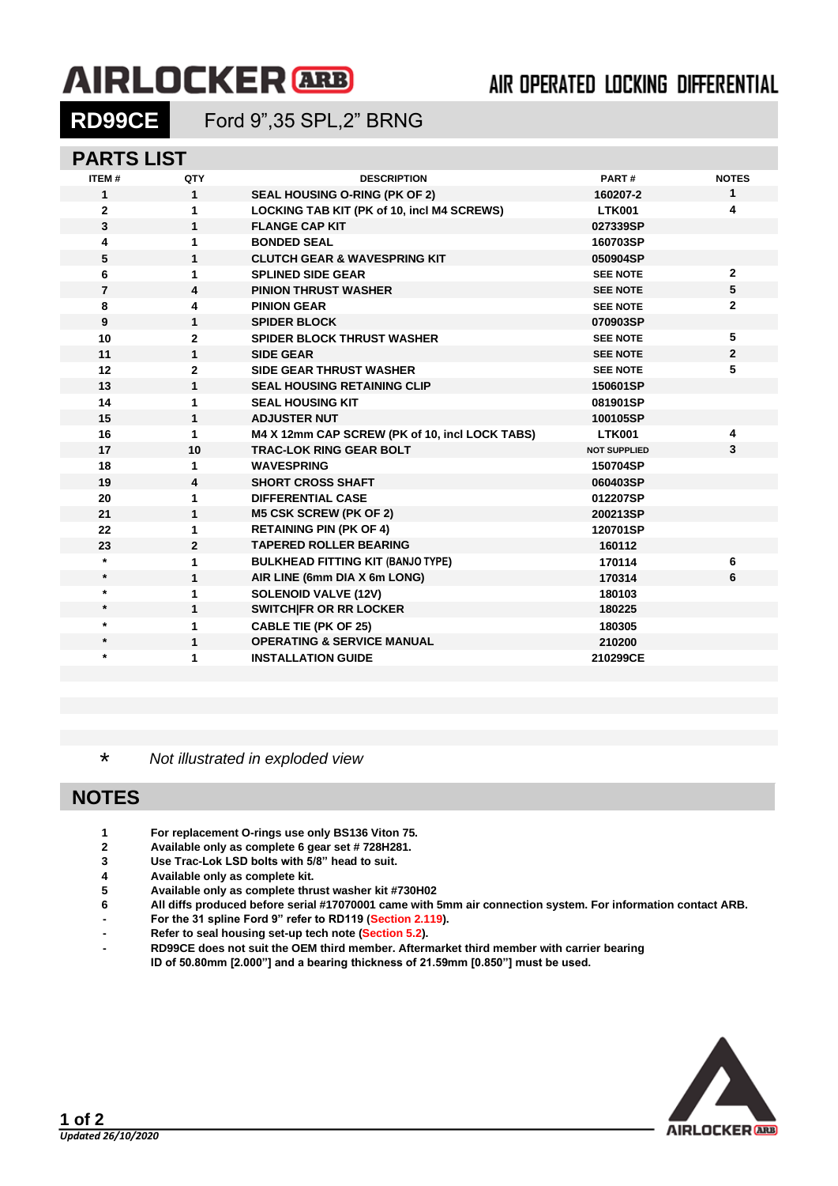# AIRLOCKER ARB

AIR OPERATED LOCKING DIFFERENTIAL

**RD99CE** Ford 9",35 SPL,2" BRNG

## PARTS LIST

| ITEM # | QTY | DESCRIPTION | PART # | NOTES |
|---|---|---|---|---|
| 1 | 1 | SEAL HOUSING O-RING (PK OF 2) | 160207-2 | 1 |
| 2 | 1 | LOCKING TAB KIT (PK of 10, incl M4 SCREWS) | LTK001 | 4 |
| 3 | 1 | FLANGE CAP KIT | 027339SP | |
| 4 | 1 | BONDED SEAL | 160703SP | |
| 5 | 1 | CLUTCH GEAR & WAVESPRING KIT | 050904SP | |
| 6 | 1 | SPLINED SIDE GEAR | SEE NOTE | 2 |
| 7 | 4 | PINION THRUST WASHER | SEE NOTE | 5 |
| 8 | 4 | PINION GEAR | SEE NOTE | 2 |
| 9 | 1 | SPIDER BLOCK | 070903SP | |
| 10 | 2 | SPIDER BLOCK THRUST WASHER | SEE NOTE | 5 |
| 11 | 1 | SIDE GEAR | SEE NOTE | 2 |
| 12 | 2 | SIDE GEAR THRUST WASHER | SEE NOTE | 5 |
| 13 | 1 | SEAL HOUSING RETAINING CLIP | 150601SP | |
| 14 | 1 | SEAL HOUSING KIT | 081901SP | |
| 15 | 1 | ADJUSTER NUT | 100105SP | |
| 16 | 1 | M4 X 12mm CAP SCREW (PK of 10, incl LOCK TABS) | LTK001 | 4 |
| 17 | 10 | TRAC-LOK RING GEAR BOLT | NOT SUPPLIED | 3 |
| 18 | 1 | WAVESPRING | 150704SP | |
| 19 | 4 | SHORT CROSS SHAFT | 060403SP | |
| 20 | 1 | DIFFERENTIAL CASE | 012207SP | |
| 21 | 1 | M5 CSK SCREW (PK OF 2) | 200213SP | |
| 22 | 1 | RETAINING PIN (PK OF 4) | 120701SP | |
| 23 | 2 | TAPERED ROLLER BEARING | 160112 | |
| * | 1 | BULKHEAD FITTING KIT (BANJO TYPE) | 170114 | 6 |
| * | 1 | AIR LINE (6mm DIA X 6m LONG) | 170314 | 6 |
| * | 1 | SOLENOID VALVE (12V) | 180103 | |
| * | 1 | SWITCH\|FR OR RR LOCKER | 180225 | |
| * | 1 | CABLE TIE (PK OF 25) | 180305 | |
| * | 1 | OPERATING & SERVICE MANUAL | 210200 | |
| * | 1 | INSTALLATION GUIDE | 210299CE | |

\* *Not illustrated in exploded view*

## NOTES

1. For replacement O-rings use only BS136 Viton 75.
2. Available only as complete 6 gear set # 728H281.
3. Use Trac-Lok LSD bolts with 5/8" head to suit.
4. Available only as complete kit.
5. Available only as complete thrust washer kit #730H02
6. All diffs produced before serial #17070001 came with 5mm air connection system. For information contact ARB.

- For the 31 spline Ford 9" refer to RD119 (Section 2.119).
- Refer to seal housing set-up tech note (Section 5.2).
- RD99CE does not suit the OEM third member. Aftermarket third member with carrier bearing ID of 50.80mm [2.000"] and a bearing thickness of 21.59mm [0.850"] must be used.

*Updated 26/10/2020*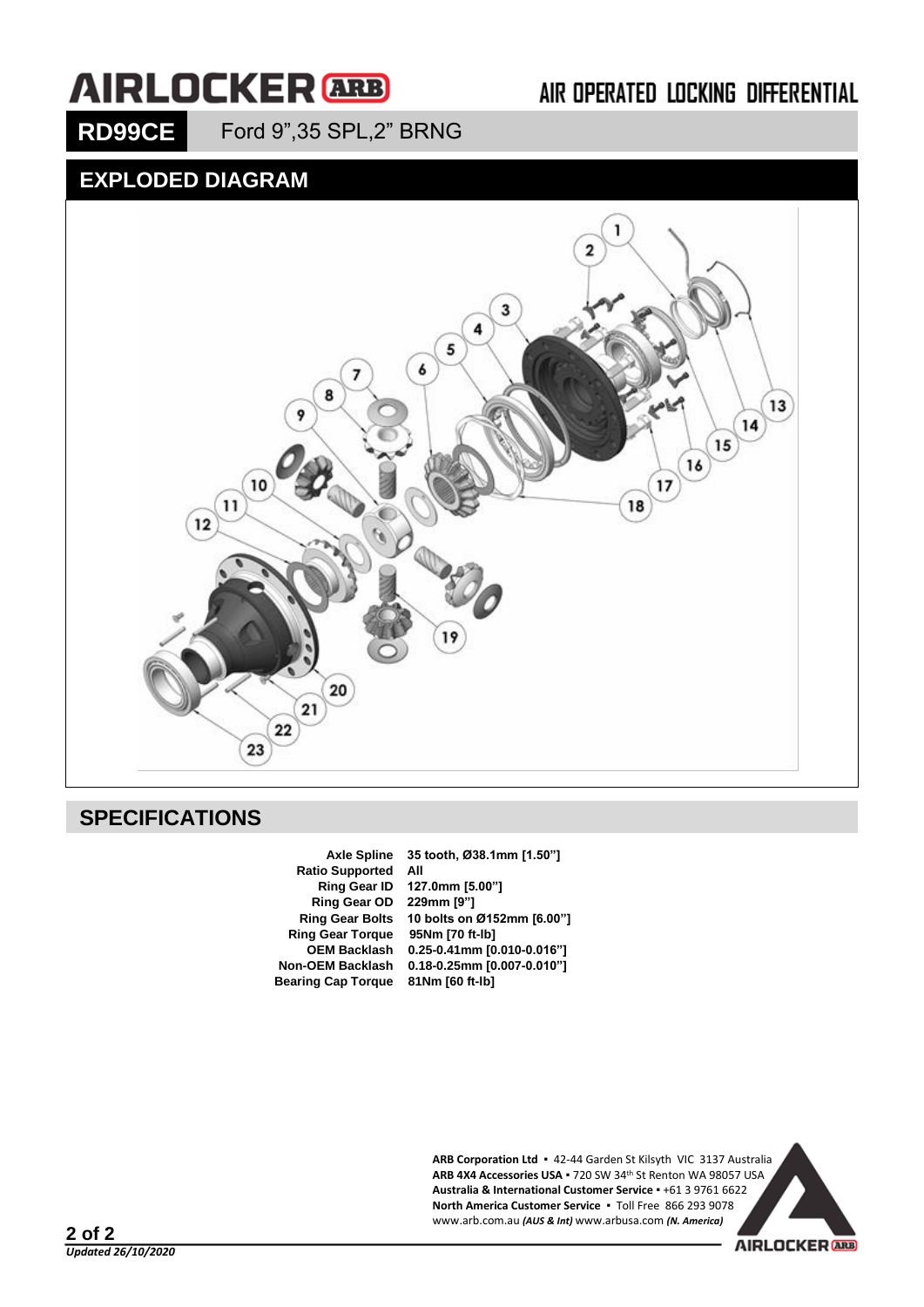# AIRLOCKER ARB

AIR OPERATED LOCKING DIFFERENTIAL

**RD99CE** Ford 9",35 SPL,2" BRNG

## EXPLODED DIAGRAM

1
2
3
4
5
6
7
8
9
10
11
12
13
14
15
16
17
18
19
20
21
22
23

## SPECIFICATIONS

| | |
|---|---|
| **Axle Spline** | **35 tooth, Ø38.1mm [1.50"]** |
| **Ratio Supported** | **All** |
| **Ring Gear ID** | **127.0mm [5.00"]** |
| **Ring Gear OD** | **229mm [9"]** |
| **Ring Gear Bolts** | **10 bolts on Ø152mm [6.00"]** |
| **Ring Gear Torque** | **95Nm [70 ft-lb]** |
| **OEM Backlash** | **0.25-0.41mm [0.010-0.016"]** |
| **Non-OEM Backlash** | **0.18-0.25mm [0.007-0.010"]** |
| **Bearing Cap Torque** | **81Nm [60 ft-lb]** |

**ARB Corporation Ltd** ▪ 42-44 Garden St Kilsyth VIC 3137 Australia
**ARB 4X4 Accessories USA** ▪ 720 SW 34th St Renton WA 98057 USA
**Australia & International Customer Service** ▪ +61 3 9761 6622
**North America Customer Service** ▪ Toll Free 866 293 9078
www.arb.com.au ***(AUS & Int)*** www.arbusa.com ***(N. America)***

***Updated 26/10/2020***